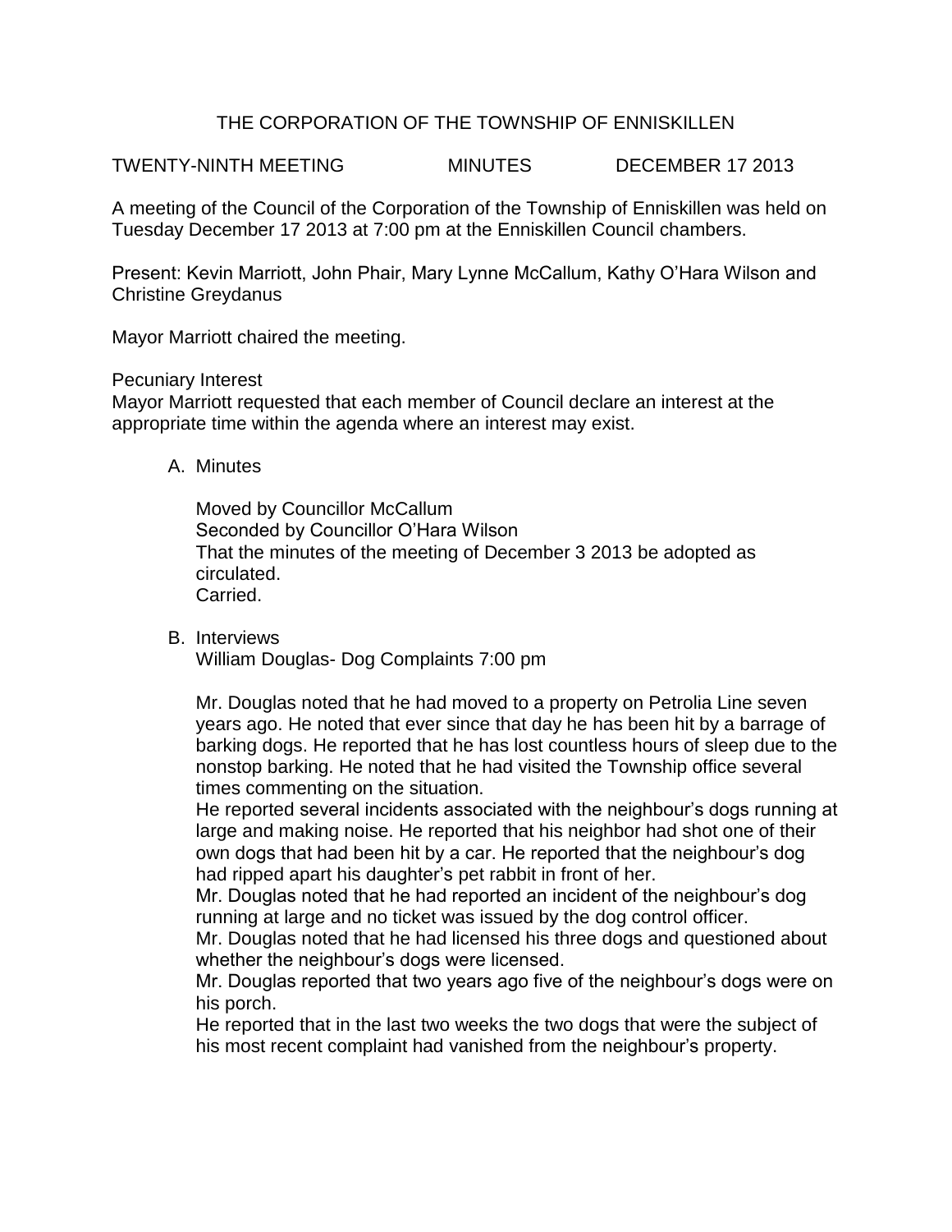# THE CORPORATION OF THE TOWNSHIP OF ENNISKILLEN

TWENTY-NINTH MEETING MINUTES DECEMBER 17 2013

A meeting of the Council of the Corporation of the Township of Enniskillen was held on Tuesday December 17 2013 at 7:00 pm at the Enniskillen Council chambers.

Present: Kevin Marriott, John Phair, Mary Lynne McCallum, Kathy O'Hara Wilson and Christine Greydanus

Mayor Marriott chaired the meeting.

Pecuniary Interest
Mayor Marriott requested that each member of Council declare an interest at the appropriate time within the agenda where an interest may exist.

A. Minutes

Moved by Councillor McCallum
Seconded by Councillor O'Hara Wilson
That the minutes of the meeting of December 3 2013 be adopted as circulated.
Carried.

B. Interviews
William Douglas- Dog Complaints 7:00 pm

Mr. Douglas noted that he had moved to a property on Petrolia Line seven years ago. He noted that ever since that day he has been hit by a barrage of barking dogs. He reported that he has lost countless hours of sleep due to the nonstop barking. He noted that he had visited the Township office several times commenting on the situation.
He reported several incidents associated with the neighbour's dogs running at large and making noise. He reported that his neighbor had shot one of their own dogs that had been hit by a car. He reported that the neighbour's dog had ripped apart his daughter's pet rabbit in front of her.
Mr. Douglas noted that he had reported an incident of the neighbour's dog running at large and no ticket was issued by the dog control officer.
Mr. Douglas noted that he had licensed his three dogs and questioned about whether the neighbour's dogs were licensed.
Mr. Douglas reported that two years ago five of the neighbour's dogs were on his porch.
He reported that in the last two weeks the two dogs that were the subject of his most recent complaint had vanished from the neighbour's property.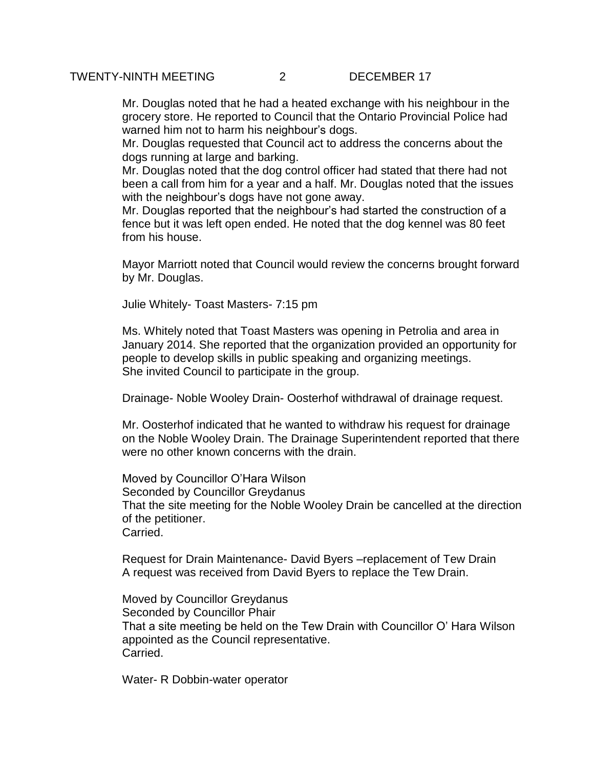Mr. Douglas noted that he had a heated exchange with his neighbour in the grocery store. He reported to Council that the Ontario Provincial Police had warned him not to harm his neighbour's dogs.
Mr. Douglas requested that Council act to address the concerns about the dogs running at large and barking.
Mr. Douglas noted that the dog control officer had stated that there had not been a call from him for a year and a half. Mr. Douglas noted that the issues with the neighbour's dogs have not gone away.
Mr. Douglas reported that the neighbour's had started the construction of a fence but it was left open ended. He noted that the dog kennel was 80 feet from his house.

Mayor Marriott noted that Council would review the concerns brought forward by Mr. Douglas.

Julie Whitely- Toast Masters- 7:15 pm

Ms. Whitely noted that Toast Masters was opening in Petrolia and area in January 2014. She reported that the organization provided an opportunity for people to develop skills in public speaking and organizing meetings.
She invited Council to participate in the group.

Drainage- Noble Wooley Drain- Oosterhof withdrawal of drainage request.

Mr. Oosterhof indicated that he wanted to withdraw his request for drainage on the Noble Wooley Drain. The Drainage Superintendent reported that there were no other known concerns with the drain.

Moved by Councillor O'Hara Wilson
Seconded by Councillor Greydanus
That the site meeting for the Noble Wooley Drain be cancelled at the direction of the petitioner.
Carried.

Request for Drain Maintenance- David Byers –replacement of Tew Drain
A request was received from David Byers to replace the Tew Drain.

Moved by Councillor Greydanus
Seconded by Councillor Phair
That a site meeting be held on the Tew Drain with Councillor O' Hara Wilson appointed as the Council representative.
Carried.

Water- R Dobbin-water operator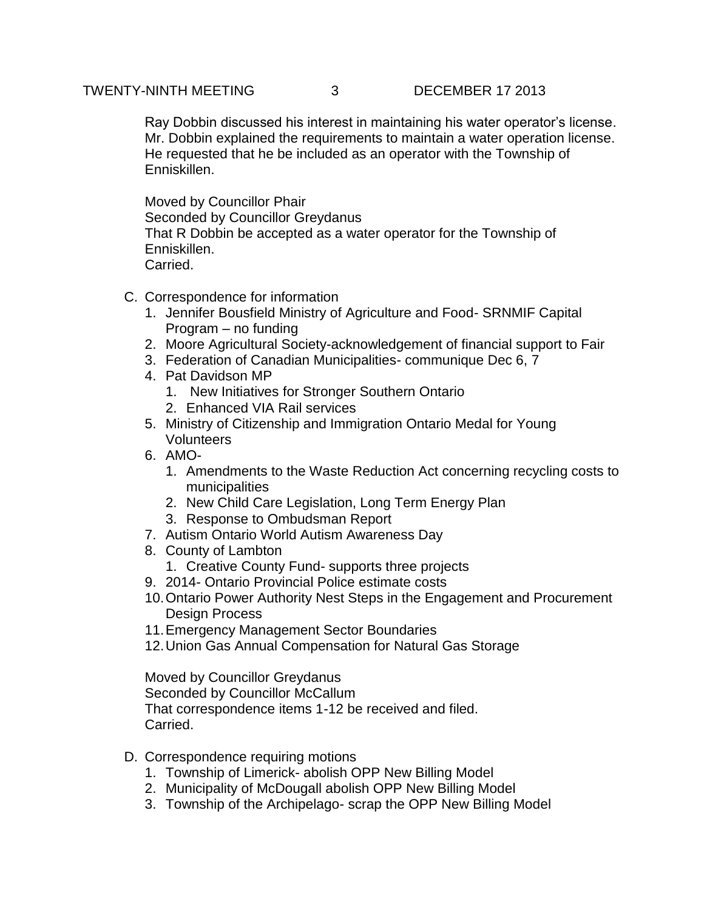Ray Dobbin discussed his interest in maintaining his water operator's license. Mr. Dobbin explained the requirements to maintain a water operation license. He requested that he be included as an operator with the Township of Enniskillen.

Moved by Councillor Phair
Seconded by Councillor Greydanus
That R Dobbin be accepted as a water operator for the Township of Enniskillen.
Carried.

C. Correspondence for information
   1. Jennifer Bousfield Ministry of Agriculture and Food- SRNMIF Capital Program – no funding
   2. Moore Agricultural Society-acknowledgement of financial support to Fair
   3. Federation of Canadian Municipalities- communique Dec 6, 7
   4. Pat Davidson MP
      1. New Initiatives for Stronger Southern Ontario
      2. Enhanced VIA Rail services
   5. Ministry of Citizenship and Immigration Ontario Medal for Young Volunteers
   6. AMO-
      1. Amendments to the Waste Reduction Act concerning recycling costs to municipalities
      2. New Child Care Legislation, Long Term Energy Plan
      3. Response to Ombudsman Report
   7. Autism Ontario World Autism Awareness Day
   8. County of Lambton
      1. Creative County Fund- supports three projects
   9. 2014- Ontario Provincial Police estimate costs
   10. Ontario Power Authority Nest Steps in the Engagement and Procurement Design Process
   11. Emergency Management Sector Boundaries
   12. Union Gas Annual Compensation for Natural Gas Storage

Moved by Councillor Greydanus
Seconded by Councillor McCallum
That correspondence items 1-12 be received and filed.
Carried.

D. Correspondence requiring motions
   1. Township of Limerick- abolish OPP New Billing Model
   2. Municipality of McDougall abolish OPP New Billing Model
   3. Township of the Archipelago- scrap the OPP New Billing Model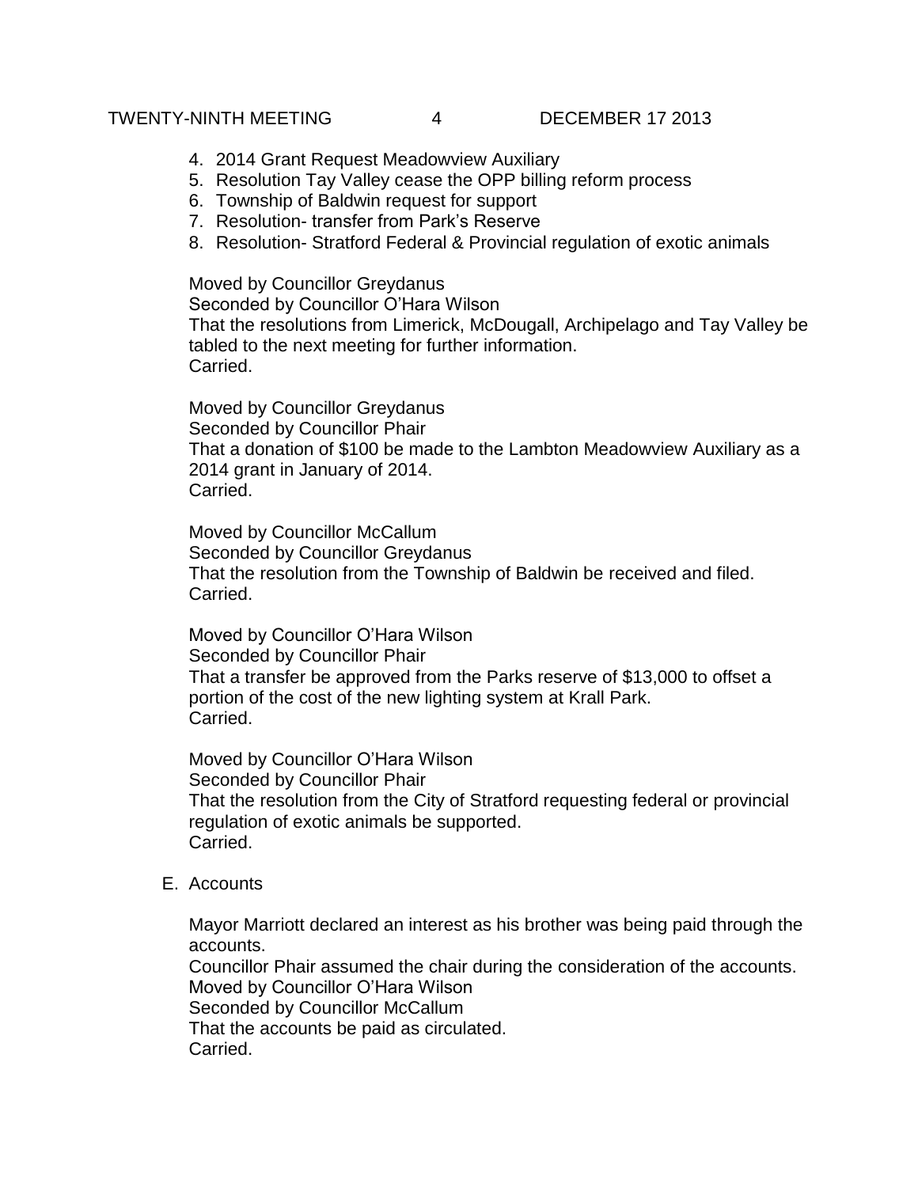4. 2014 Grant Request Meadowview Auxiliary
5. Resolution Tay Valley cease the OPP billing reform process
6. Township of Baldwin request for support
7. Resolution- transfer from Park's Reserve
8. Resolution- Stratford Federal & Provincial regulation of exotic animals

Moved by Councillor Greydanus
Seconded by Councillor O'Hara Wilson
That the resolutions from Limerick, McDougall, Archipelago and Tay Valley be tabled to the next meeting for further information.
Carried.

Moved by Councillor Greydanus
Seconded by Councillor Phair
That a donation of $100 be made to the Lambton Meadowview Auxiliary as a 2014 grant in January of 2014.
Carried.

Moved by Councillor McCallum
Seconded by Councillor Greydanus
That the resolution from the Township of Baldwin be received and filed.
Carried.

Moved by Councillor O'Hara Wilson
Seconded by Councillor Phair
That a transfer be approved from the Parks reserve of $13,000 to offset a portion of the cost of the new lighting system at Krall Park.
Carried.

Moved by Councillor O'Hara Wilson
Seconded by Councillor Phair
That the resolution from the City of Stratford requesting federal or provincial regulation of exotic animals be supported.
Carried.

E. Accounts

Mayor Marriott declared an interest as his brother was being paid through the accounts.
Councillor Phair assumed the chair during the consideration of the accounts.
Moved by Councillor O'Hara Wilson
Seconded by Councillor McCallum
That the accounts be paid as circulated.
Carried.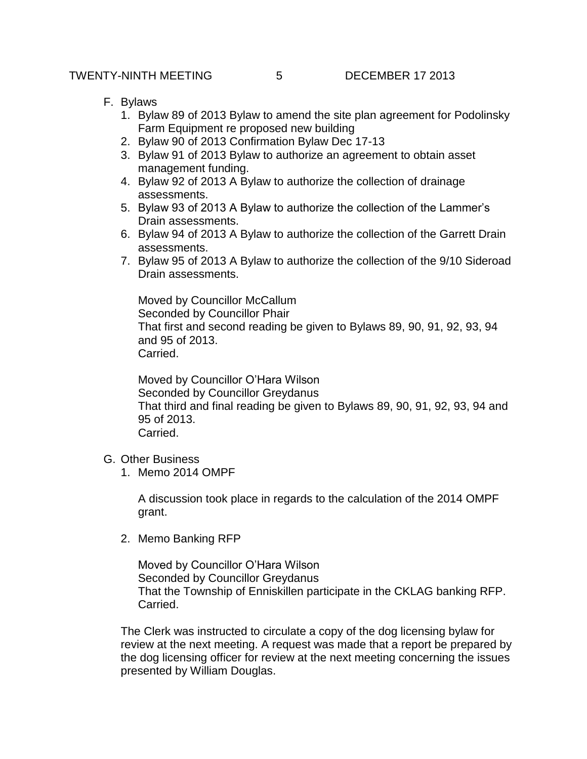F. Bylaws

1. Bylaw 89 of 2013 Bylaw to amend the site plan agreement for Podolinsky Farm Equipment re proposed new building
2. Bylaw 90 of 2013 Confirmation Bylaw Dec 17-13
3. Bylaw 91 of 2013 Bylaw to authorize an agreement to obtain asset management funding.
4. Bylaw 92 of 2013 A Bylaw to authorize the collection of drainage assessments.
5. Bylaw 93 of 2013 A Bylaw to authorize the collection of the Lammer's Drain assessments.
6. Bylaw 94 of 2013 A Bylaw to authorize the collection of the Garrett Drain assessments.
7. Bylaw 95 of 2013 A Bylaw to authorize the collection of the 9/10 Sideroad Drain assessments.

Moved by Councillor McCallum
Seconded by Councillor Phair
That first and second reading be given to Bylaws 89, 90, 91, 92, 93, 94 and 95 of 2013.
Carried.

Moved by Councillor O'Hara Wilson
Seconded by Councillor Greydanus
That third and final reading be given to Bylaws 89, 90, 91, 92, 93, 94 and 95 of 2013.
Carried.

G. Other Business

1. Memo 2014 OMPF

A discussion took place in regards to the calculation of the 2014 OMPF grant.

2. Memo Banking RFP

Moved by Councillor O'Hara Wilson
Seconded by Councillor Greydanus
That the Township of Enniskillen participate in the CKLAG banking RFP.
Carried.

The Clerk was instructed to circulate a copy of the dog licensing bylaw for review at the next meeting. A request was made that a report be prepared by the dog licensing officer for review at the next meeting concerning the issues presented by William Douglas.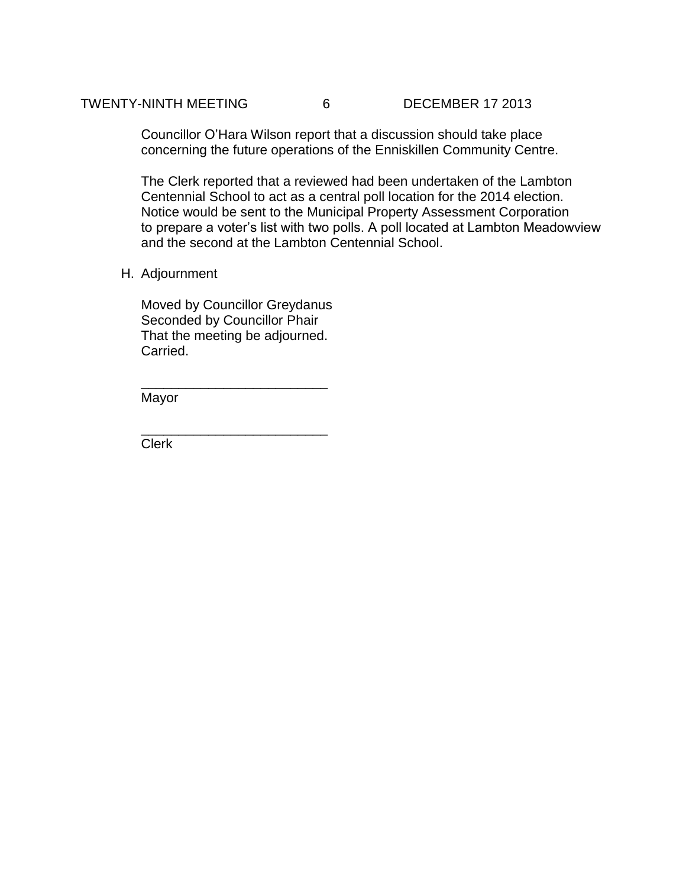Councillor O'Hara Wilson report that a discussion should take place concerning the future operations of the Enniskillen Community Centre.

The Clerk reported that a reviewed had been undertaken of the Lambton Centennial School to act as a central poll location for the 2014 election. Notice would be sent to the Municipal Property Assessment Corporation to prepare a voter's list with two polls. A poll located at Lambton Meadowview and the second at the Lambton Centennial School.

H. Adjournment

Moved by Councillor Greydanus  
Seconded by Councillor Phair  
That the meeting be adjourned.  
Carried.

_________________________  
Mayor

_________________________  
Clerk